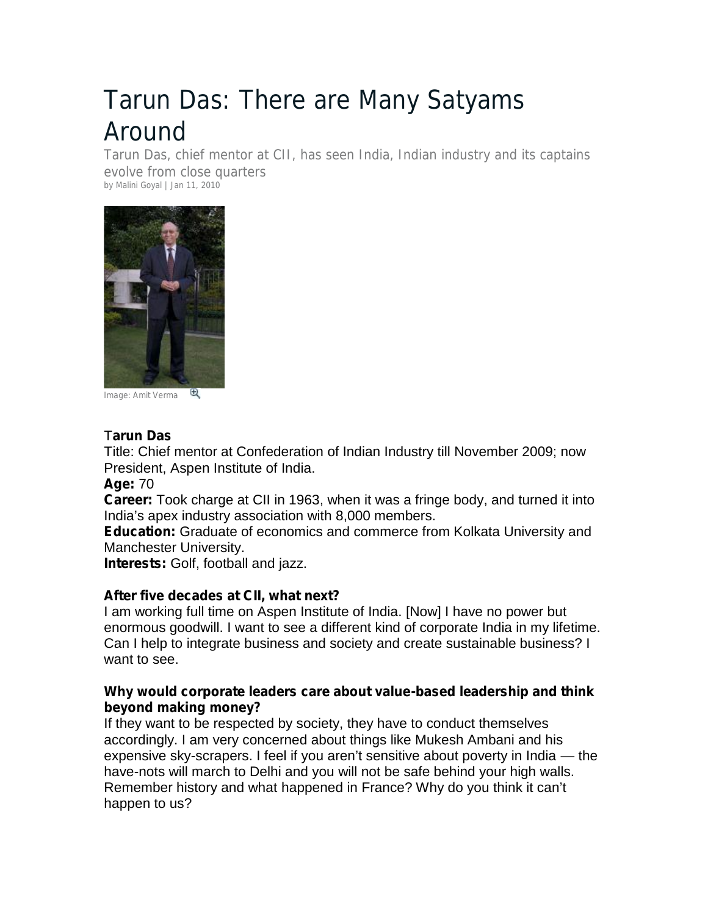# Tarun Das: There are Many Satyams Around

Tarun Das, chief mentor at CII, has seen India, Indian industry and its captains evolve from close quarters

by Malini Goyal | Jan 11, 2010

Image: Amit Verma

**Tarun Das**

Title: Chief mentor at Confederation of Indian Industry till November 2009; now President, Aspen Institute of India.

**Age:** 70

**Career:** Took charge at CII in 1963, when it was a fringe body, and turned it into India's apex industry association with 8,000 members.

**Education:** Graduate of economics and commerce from Kolkata University and Manchester University.

**Interests:** Golf, football and jazz.

**After five decades at CII, what next?**

I am working full time on Aspen Institute of India. [Now] I have no power but enormous goodwill. I want to see a different kind of corporate India in my lifetime. Can I help to integrate business and society and create sustainable business? I want to see.

**Why would corporate leaders care about value-based leadership and think beyond making money?**

If they want to be respected by society, they have to conduct themselves accordingly. I am very concerned about things like Mukesh Ambani and his expensive sky-scrapers. I feel if you aren't sensitive about poverty in India — the have-nots will march to Delhi and you will not be safe behind your high walls. Remember history and what happened in France? Why do you think it can't happen to us?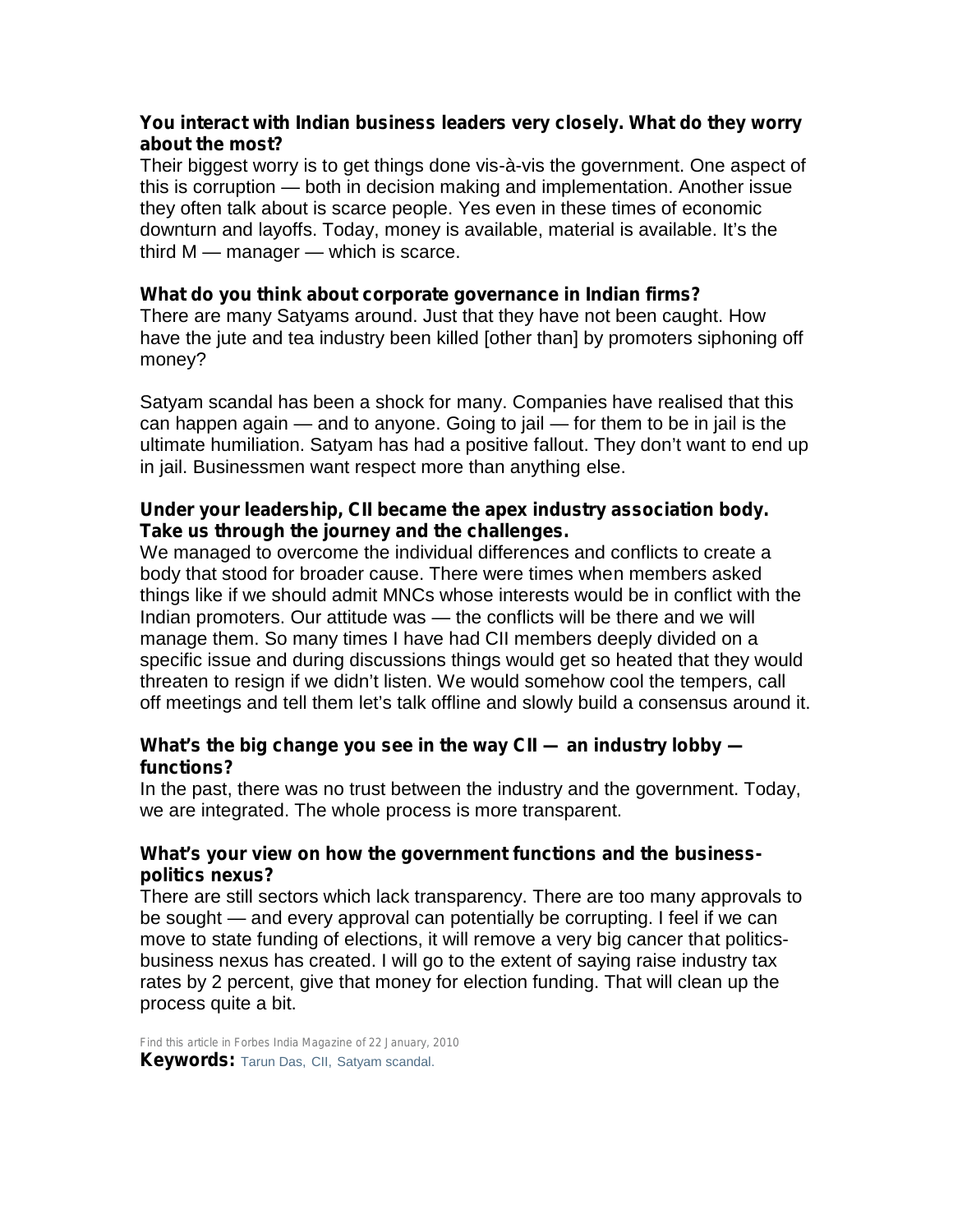**You interact with Indian business leaders very closely. What do they worry about the most?**
Their biggest worry is to get things done vis-à-vis the government. One aspect of this is corruption — both in decision making and implementation. Another issue they often talk about is scarce people. Yes even in these times of economic downturn and layoffs. Today, money is available, material is available. It's the third M — manager — which is scarce.

**What do you think about corporate governance in Indian firms?**
There are many Satyams around. Just that they have not been caught. How have the jute and tea industry been killed [other than] by promoters siphoning off money?

Satyam scandal has been a shock for many. Companies have realised that this can happen again — and to anyone. Going to jail — for them to be in jail is the ultimate humiliation. Satyam has had a positive fallout. They don't want to end up in jail. Businessmen want respect more than anything else.

**Under your leadership, CII became the apex industry association body. Take us through the journey and the challenges.**
We managed to overcome the individual differences and conflicts to create a body that stood for broader cause. There were times when members asked things like if we should admit MNCs whose interests would be in conflict with the Indian promoters. Our attitude was — the conflicts will be there and we will manage them. So many times I have had CII members deeply divided on a specific issue and during discussions things would get so heated that they would threaten to resign if we didn't listen. We would somehow cool the tempers, call off meetings and tell them let's talk offline and slowly build a consensus around it.

**What's the big change you see in the way CII — an industry lobby — functions?**
In the past, there was no trust between the industry and the government. Today, we are integrated. The whole process is more transparent.

**What's your view on how the government functions and the business-politics nexus?**
There are still sectors which lack transparency. There are too many approvals to be sought — and every approval can potentially be corrupting. I feel if we can move to state funding of elections, it will remove a very big cancer that politics-business nexus has created. I will go to the extent of saying raise industry tax rates by 2 percent, give that money for election funding. That will clean up the process quite a bit.

Find this article in Forbes India Magazine of 22 January, 2010

**Keywords:** Tarun Das, CII, Satyam scandal.